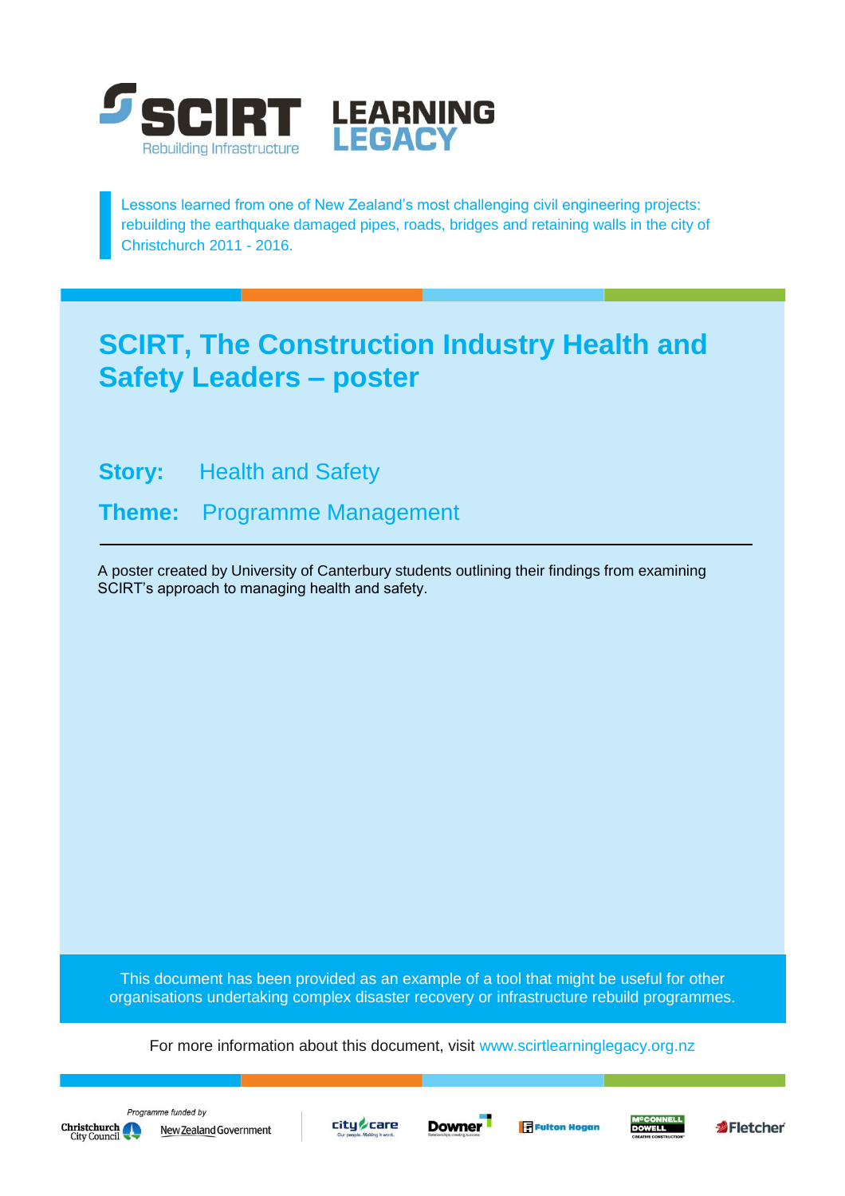SCIRT Rebuilding Infrastructure | LEARNING LEGACY

Lessons learned from one of New Zealand's most challenging civil engineering projects: rebuilding the earthquake damaged pipes, roads, bridges and retaining walls in the city of Christchurch 2011 - 2016.

# SCIRT, The Construction Industry Health and Safety Leaders – poster

**Story:** Health and Safety

**Theme:** Programme Management

---

A poster created by University of Canterbury students outlining their findings from examining SCIRT's approach to managing health and safety.

This document has been provided as an example of a tool that might be useful for other organisations undertaking complex disaster recovery or infrastructure rebuild programmes.

For more information about this document, visit www.scirtlearninglegacy.org.nz

*Programme funded by*

Christchurch City Council | New Zealand Government | city care | Downer | Fulton Hogan | McCONNELL DOWELL | Fletcher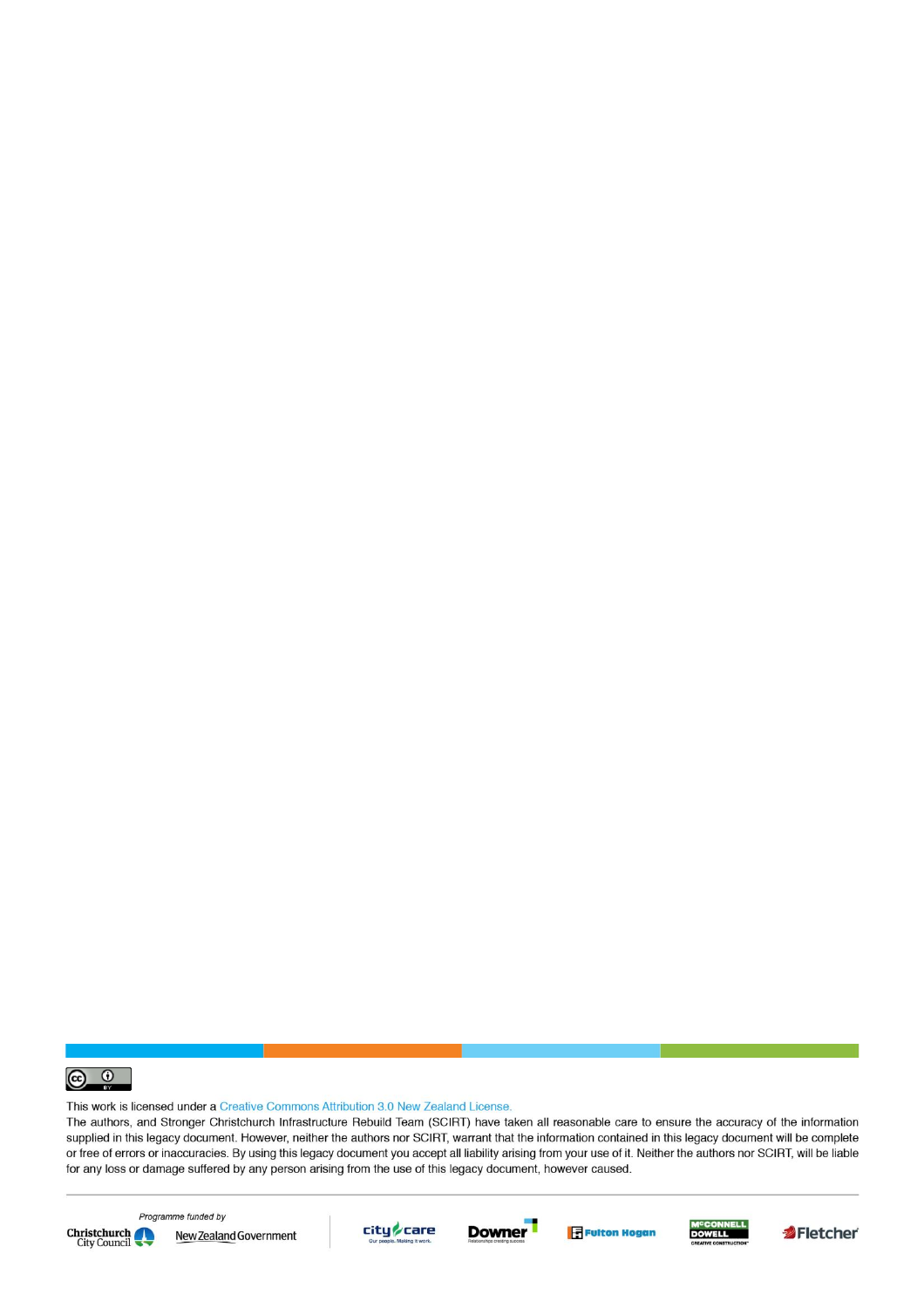This work is licensed under a Creative Commons Attribution 3.0 New Zealand License.

The authors, and Stronger Christchurch Infrastructure Rebuild Team (SCIRT) have taken all reasonable care to ensure the accuracy of the information supplied in this legacy document. However, neither the authors nor SCIRT, warrant that the information contained in this legacy document will be complete or free of errors or inaccuracies. By using this legacy document you accept all liability arising from your use of it. Neither the authors nor SCIRT, will be liable for any loss or damage suffered by any person arising from the use of this legacy document, however caused.

*Programme funded by*

Christchurch City Council — New Zealand Government

city care — Downer — Fulton Hogan — McConnell Dowell — Fletcher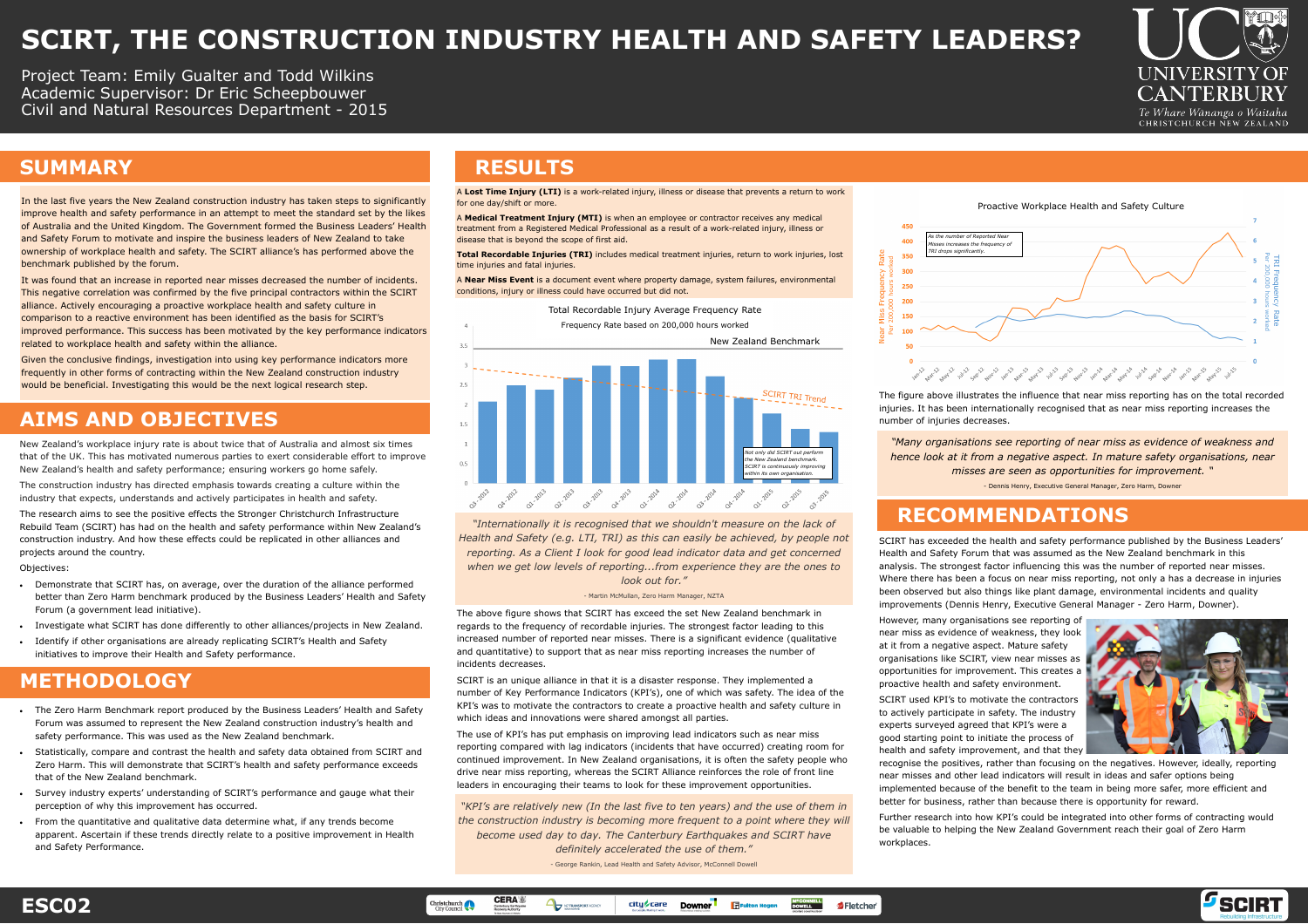# SCIRT, THE CONSTRUCTION INDUSTRY HEALTH AND SAFETY LEADERS?

Project Team: Emily Gualter and Todd Wilkins
Academic Supervisor: Dr Eric Scheepbouwer
Civil and Natural Resources Department - 2015

UNIVERSITY OF CANTERBURY
Te Whare Wānanga o Waitaha
CHRISTCHURCH NEW ZEALAND

## SUMMARY

In the last five years the New Zealand construction industry has taken steps to significantly improve health and safety performance in an attempt to meet the standard set by the likes of Australia and the United Kingdom. The Government formed the Business Leaders' Health and Safety Forum to motivate and inspire the business leaders of New Zealand to take ownership of workplace health and safety. The SCIRT alliance's has performed above the benchmark published by the forum.

It was found that an increase in reported near misses decreased the number of incidents. This negative correlation was confirmed by the five principal contractors within the SCIRT alliance. Actively encouraging a proactive workplace health and safety culture in comparison to a reactive environment has been identified as the basis for SCIRT's improved performance. This success has been motivated by the key performance indicators related to workplace health and safety within the alliance.

Given the conclusive findings, investigation into using key performance indicators more frequently in other forms of contracting within the New Zealand construction industry would be beneficial. Investigating this would be the next logical research step.

## AIMS AND OBJECTIVES

New Zealand's workplace injury rate is about twice that of Australia and almost six times that of the UK. This has motivated numerous parties to exert considerable effort to improve New Zealand's health and safety performance; ensuring workers go home safely.

The construction industry has directed emphasis towards creating a culture within the industry that expects, understands and actively participates in health and safety.

The research aims to see the positive effects the Stronger Christchurch Infrastructure Rebuild Team (SCIRT) has had on the health and safety performance within New Zealand's construction industry. And how these effects could be replicated in other alliances and projects around the country.

Objectives:

- Demonstrate that SCIRT has, on average, over the duration of the alliance performed better than Zero Harm benchmark produced by the Business Leaders' Health and Safety Forum (a government lead initiative).
- Investigate what SCIRT has done differently to other alliances/projects in New Zealand.
- Identify if other organisations are already replicating SCIRT's Health and Safety initiatives to improve their Health and Safety performance.

## METHODOLOGY

- The Zero Harm Benchmark report produced by the Business Leaders' Health and Safety Forum was assumed to represent the New Zealand construction industry's health and safety performance. This was used as the New Zealand benchmark.
- Statistically, compare and contrast the health and safety data obtained from SCIRT and Zero Harm. This will demonstrate that SCIRT's health and safety performance exceeds that of the New Zealand benchmark.
- Survey industry experts' understanding of SCIRT's performance and gauge what their perception of why this improvement has occurred.
- From the quantitative and qualitative data determine what, if any trends become apparent. Ascertain if these trends directly relate to a positive improvement in Health and Safety Performance.

## RESULTS

A **Lost Time Injury (LTI)** is a work-related injury, illness or disease that prevents a return to work for one day/shift or more.

A **Medical Treatment Injury (MTI)** is when an employee or contractor receives any medical treatment from a Registered Medical Professional as a result of a work-related injury, illness or disease that is beyond the scope of first aid.

**Total Recordable Injuries (TRI)** includes medical treatment injuries, return to work injuries, lost time injuries and fatal injuries.

A **Near Miss Event** is a document event where property damage, system failures, environmental conditions, injury or illness could have occurred but did not.

Total Recordable Injury Average Frequency Rate
Frequency Rate based on 200,000 hours worked
New Zealand Benchmark
SCIRT TRI Trend
Not only did SCIRT out perform the New Zealand benchmark. SCIRT is continuously improving within its own organisation.

*"Internationally it is recognised that we shouldn't measure on the lack of Health and Safety (e.g. LTI, TRI) as this can easily be achieved, by people not reporting. As a Client I look for good lead indicator data and get concerned when we get low levels of reporting...from experience they are the ones to look out for."*

- Martin McMullan, Zero Harm Manager, NZTA

The above figure shows that SCIRT has exceed the set New Zealand benchmark in regards to the frequency of recordable injuries. The strongest factor leading to this increased number of reported near misses. There is a significant evidence (qualitative and quantitative) to support that as near miss reporting increases the number of incidents decreases.

SCIRT is an unique alliance in that it is a disaster response. They implemented a number of Key Performance Indicators (KPI's), one of which was safety. The idea of the KPI's was to motivate the contractors to create a proactive health and safety culture in which ideas and innovations were shared amongst all parties.

The use of KPI's has put emphasis on improving lead indicators such as near miss reporting compared with lag indicators (incidents that have occurred) creating room for continued improvement. In New Zealand organisations, it is often the safety people who drive near miss reporting, whereas the SCIRT Alliance reinforces the role of front line leaders in encouraging their teams to look for these improvement opportunities.

*"KPI's are relatively new (In the last five to ten years) and the use of them in the construction industry is becoming more frequent to a point where they will become used day to day. The Canterbury Earthquakes and SCIRT have definitely accelerated the use of them."*

- George Rankin, Lead Health and Safety Advisor, McConnell Dowell

Proactive Workplace Health and Safety Culture
As the number of Reported Near Misses increases the frequency of TRI drops significantly.
Near Miss Frequency Rate (Per 200,000 hours worked)
TRI Frequency Rate (Per 200,000 hours worked)

The figure above illustrates the influence that near miss reporting has on the total recorded injuries. It has been internationally recognised that as near miss reporting increases the number of injuries decreases.

*"Many organisations see reporting of near miss as evidence of weakness and hence look at it from a negative aspect. In mature safety organisations, near misses are seen as opportunities for improvement. "*

- Dennis Henry, Executive General Manager, Zero Harm, Downer

## RECOMMENDATIONS

SCIRT has exceeded the health and safety performance published by the Business Leaders' Health and Safety Forum that was assumed as the New Zealand benchmark in this analysis. The strongest factor influencing this was the number of reported near misses. Where there has been a focus on near miss reporting, not only a has a decrease in injuries been observed but also things like plant damage, environmental incidents and quality improvements (Dennis Henry, Executive General Manager - Zero Harm, Downer).

However, many organisations see reporting of near miss as evidence of weakness, they look at it from a negative aspect. Mature safety organisations like SCIRT, view near misses as opportunities for improvement. This creates a proactive health and safety environment.

SCIRT used KPI's to motivate the contractors to actively participate in safety. The industry experts surveyed agreed that KPI's were a good starting point to initiate the process of health and safety improvement, and that they recognise the positives, rather than focusing on the negatives. However, ideally, reporting near misses and other lead indicators will result in ideas and safer options being implemented because of the benefit to the team in being more safer, more efficient and better for business, rather than because there is opportunity for reward.

Further research into how KPI's could be integrated into other forms of contracting would be valuable to helping the New Zealand Government reach their goal of Zero Harm workplaces.

ESC02